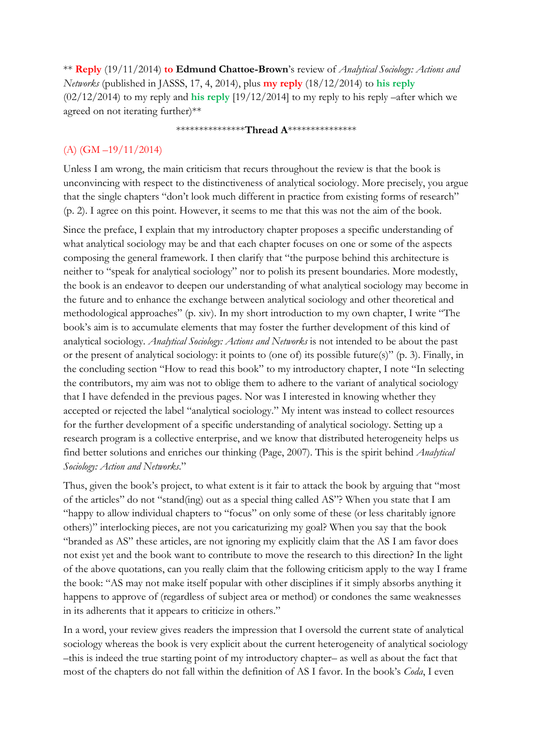** **Reply** (19/11/2014) **to Edmund Chattoe-Brown**'s review of *Analytical Sociology: Actions and Networks* (published in JASSS, 17, 4, 2014), plus **my reply** (18/12/2014) to **his reply** (02/12/2014) to my reply and **his reply** [19/12/2014] to my reply to his reply –after which we agreed on not iterating further)**

***************Thread A***************

(A) (GM –19/11/2014)

Unless I am wrong, the main criticism that recurs throughout the review is that the book is unconvincing with respect to the distinctiveness of analytical sociology. More precisely, you argue that the single chapters "don't look much different in practice from existing forms of research" (p. 2). I agree on this point. However, it seems to me that this was not the aim of the book.

Since the preface, I explain that my introductory chapter proposes a specific understanding of what analytical sociology may be and that each chapter focuses on one or some of the aspects composing the general framework. I then clarify that "the purpose behind this architecture is neither to "speak for analytical sociology" nor to polish its present boundaries. More modestly, the book is an endeavor to deepen our understanding of what analytical sociology may become in the future and to enhance the exchange between analytical sociology and other theoretical and methodological approaches" (p. xiv). In my short introduction to my own chapter, I write "The book's aim is to accumulate elements that may foster the further development of this kind of analytical sociology. *Analytical Sociology: Actions and Networks* is not intended to be about the past or the present of analytical sociology: it points to (one of) its possible future(s)" (p. 3). Finally, in the concluding section "How to read this book" to my introductory chapter, I note "In selecting the contributors, my aim was not to oblige them to adhere to the variant of analytical sociology that I have defended in the previous pages. Nor was I interested in knowing whether they accepted or rejected the label "analytical sociology." My intent was instead to collect resources for the further development of a specific understanding of analytical sociology. Setting up a research program is a collective enterprise, and we know that distributed heterogeneity helps us find better solutions and enriches our thinking (Page, 2007). This is the spirit behind *Analytical Sociology: Action and Networks*."

Thus, given the book's project, to what extent is it fair to attack the book by arguing that "most of the articles" do not "stand(ing) out as a special thing called AS"? When you state that I am "happy to allow individual chapters to "focus" on only some of these (or less charitably ignore others)" interlocking pieces, are not you caricaturizing my goal? When you say that the book "branded as AS" these articles, are not ignoring my explicitly claim that the AS I am favor does not exist yet and the book want to contribute to move the research to this direction? In the light of the above quotations, can you really claim that the following criticism apply to the way I frame the book: "AS may not make itself popular with other disciplines if it simply absorbs anything it happens to approve of (regardless of subject area or method) or condones the same weaknesses in its adherents that it appears to criticize in others."

In a word, your review gives readers the impression that I oversold the current state of analytical sociology whereas the book is very explicit about the current heterogeneity of analytical sociology –this is indeed the true starting point of my introductory chapter– as well as about the fact that most of the chapters do not fall within the definition of AS I favor. In the book's *Coda*, I even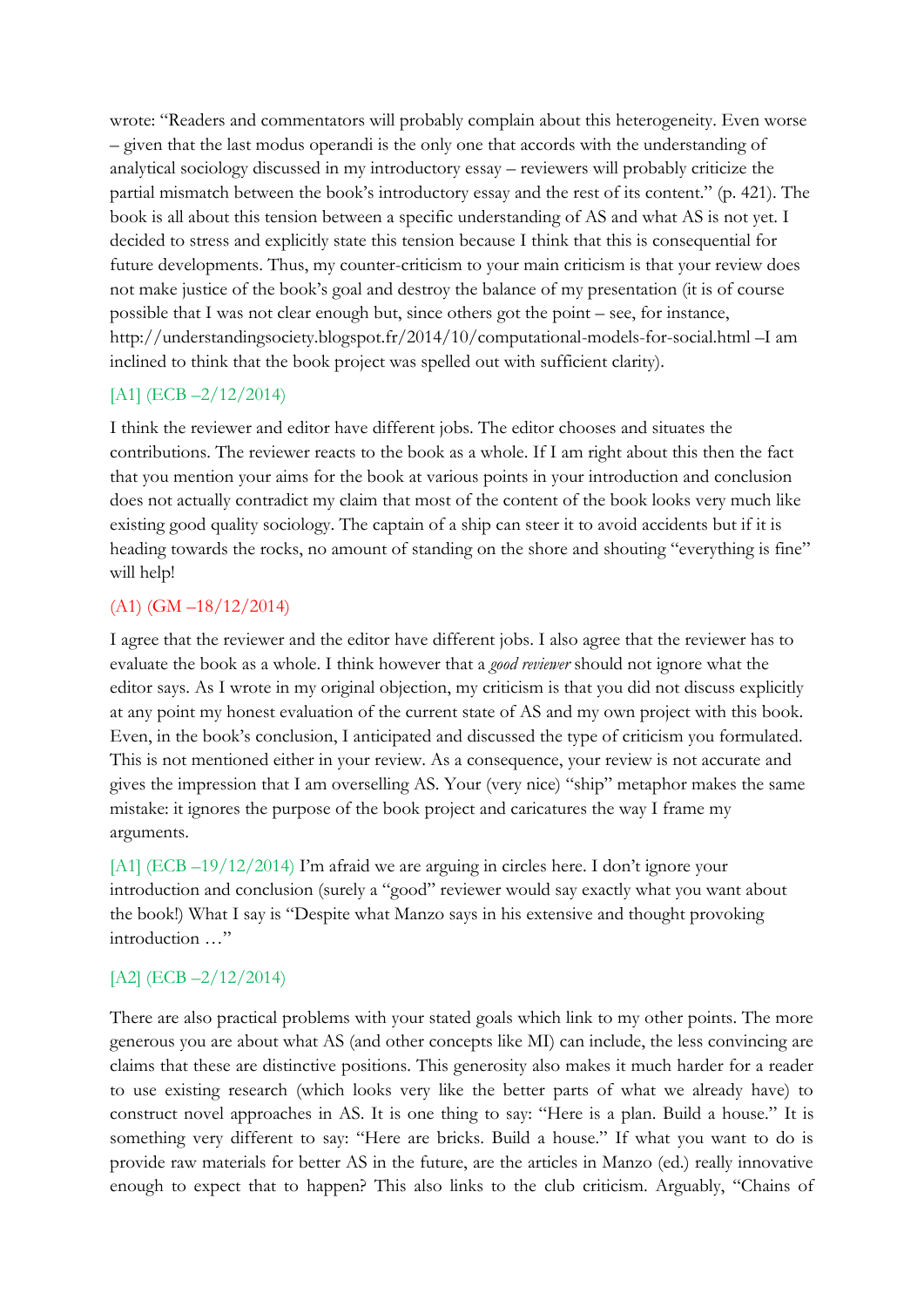wrote: "Readers and commentators will probably complain about this heterogeneity. Even worse – given that the last modus operandi is the only one that accords with the understanding of analytical sociology discussed in my introductory essay – reviewers will probably criticize the partial mismatch between the book's introductory essay and the rest of its content." (p. 421). The book is all about this tension between a specific understanding of AS and what AS is not yet. I decided to stress and explicitly state this tension because I think that this is consequential for future developments. Thus, my counter-criticism to your main criticism is that your review does not make justice of the book's goal and destroy the balance of my presentation (it is of course possible that I was not clear enough but, since others got the point – see, for instance, http://understandingsociety.blogspot.fr/2014/10/computational-models-for-social.html –I am inclined to think that the book project was spelled out with sufficient clarity).

[A1] (ECB –2/12/2014)

I think the reviewer and editor have different jobs. The editor chooses and situates the contributions. The reviewer reacts to the book as a whole. If I am right about this then the fact that you mention your aims for the book at various points in your introduction and conclusion does not actually contradict my claim that most of the content of the book looks very much like existing good quality sociology. The captain of a ship can steer it to avoid accidents but if it is heading towards the rocks, no amount of standing on the shore and shouting "everything is fine" will help!

(A1) (GM –18/12/2014)

I agree that the reviewer and the editor have different jobs. I also agree that the reviewer has to evaluate the book as a whole. I think however that a *good reviewer* should not ignore what the editor says. As I wrote in my original objection, my criticism is that you did not discuss explicitly at any point my honest evaluation of the current state of AS and my own project with this book. Even, in the book's conclusion, I anticipated and discussed the type of criticism you formulated. This is not mentioned either in your review. As a consequence, your review is not accurate and gives the impression that I am overselling AS. Your (very nice) "ship" metaphor makes the same mistake: it ignores the purpose of the book project and caricatures the way I frame my arguments.

[A1] (ECB –19/12/2014) I'm afraid we are arguing in circles here. I don't ignore your introduction and conclusion (surely a "good" reviewer would say exactly what you want about the book!) What I say is "Despite what Manzo says in his extensive and thought provoking introduction …"

[A2] (ECB –2/12/2014)

There are also practical problems with your stated goals which link to my other points. The more generous you are about what AS (and other concepts like MI) can include, the less convincing are claims that these are distinctive positions. This generosity also makes it much harder for a reader to use existing research (which looks very like the better parts of what we already have) to construct novel approaches in AS. It is one thing to say: "Here is a plan. Build a house." It is something very different to say: "Here are bricks. Build a house." If what you want to do is provide raw materials for better AS in the future, are the articles in Manzo (ed.) really innovative enough to expect that to happen? This also links to the club criticism. Arguably, "Chains of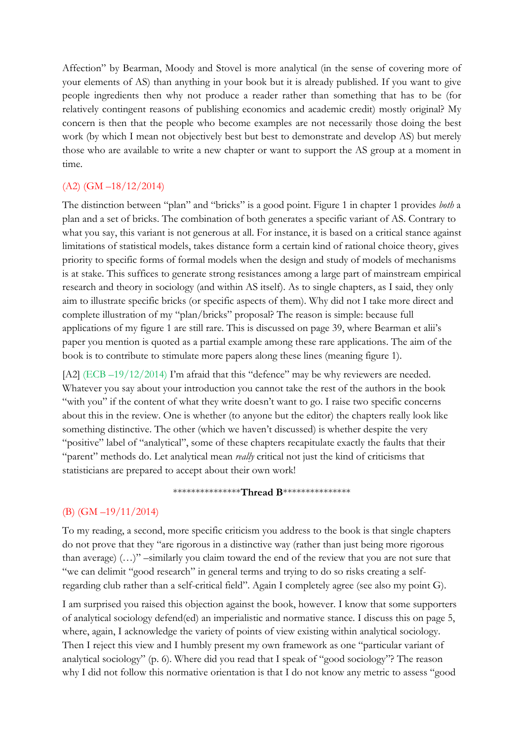Affection" by Bearman, Moody and Stovel is more analytical (in the sense of covering more of your elements of AS) than anything in your book but it is already published. If you want to give people ingredients then why not produce a reader rather than something that has to be (for relatively contingent reasons of publishing economics and academic credit) mostly original? My concern is then that the people who become examples are not necessarily those doing the best work (by which I mean not objectively best but best to demonstrate and develop AS) but merely those who are available to write a new chapter or want to support the AS group at a moment in time.

(A2) (GM –18/12/2014)

The distinction between "plan" and "bricks" is a good point. Figure 1 in chapter 1 provides *both* a plan and a set of bricks. The combination of both generates a specific variant of AS. Contrary to what you say, this variant is not generous at all. For instance, it is based on a critical stance against limitations of statistical models, takes distance form a certain kind of rational choice theory, gives priority to specific forms of formal models when the design and study of models of mechanisms is at stake. This suffices to generate strong resistances among a large part of mainstream empirical research and theory in sociology (and within AS itself). As to single chapters, as I said, they only aim to illustrate specific bricks (or specific aspects of them). Why did not I take more direct and complete illustration of my "plan/bricks" proposal? The reason is simple: because full applications of my figure 1 are still rare. This is discussed on page 39, where Bearman et alii's paper you mention is quoted as a partial example among these rare applications. The aim of the book is to contribute to stimulate more papers along these lines (meaning figure 1).

[A2] (ECB –19/12/2014) I'm afraid that this "defence" may be why reviewers are needed. Whatever you say about your introduction you cannot take the rest of the authors in the book "with you" if the content of what they write doesn't want to go. I raise two specific concerns about this in the review. One is whether (to anyone but the editor) the chapters really look like something distinctive. The other (which we haven't discussed) is whether despite the very "positive" label of "analytical", some of these chapters recapitulate exactly the faults that their "parent" methods do. Let analytical mean *really* critical not just the kind of criticisms that statisticians are prepared to accept about their own work!

***************Thread B***************

(B) (GM –19/11/2014)

To my reading, a second, more specific criticism you address to the book is that single chapters do not prove that they "are rigorous in a distinctive way (rather than just being more rigorous than average) (…)" –similarly you claim toward the end of the review that you are not sure that "we can delimit "good research" in general terms and trying to do so risks creating a self-regarding club rather than a self-critical field". Again I completely agree (see also my point G).

I am surprised you raised this objection against the book, however. I know that some supporters of analytical sociology defend(ed) an imperialistic and normative stance. I discuss this on page 5, where, again, I acknowledge the variety of points of view existing within analytical sociology. Then I reject this view and I humbly present my own framework as one "particular variant of analytical sociology" (p. 6). Where did you read that I speak of "good sociology"? The reason why I did not follow this normative orientation is that I do not know any metric to assess "good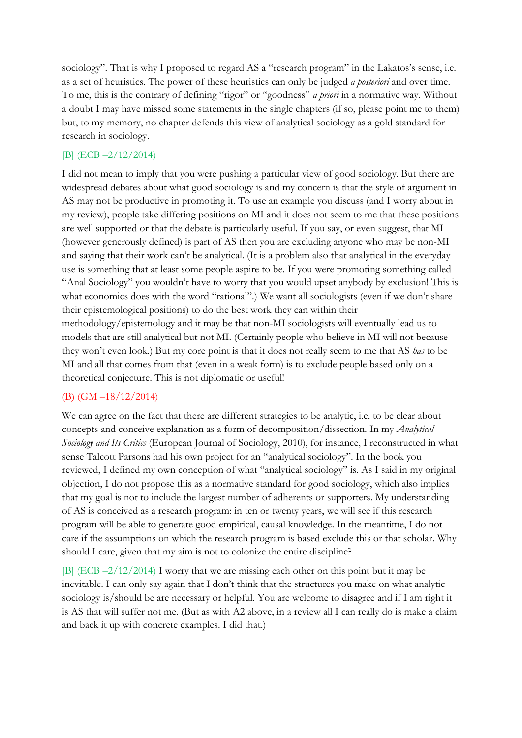sociology". That is why I proposed to regard AS a "research program" in the Lakatos's sense, i.e. as a set of heuristics. The power of these heuristics can only be judged *a posteriori* and over time. To me, this is the contrary of defining "rigor" or "goodness" *a priori* in a normative way. Without a doubt I may have missed some statements in the single chapters (if so, please point me to them) but, to my memory, no chapter defends this view of analytical sociology as a gold standard for research in sociology.

[B] (ECB –2/12/2014)

I did not mean to imply that you were pushing a particular view of good sociology. But there are widespread debates about what good sociology is and my concern is that the style of argument in AS may not be productive in promoting it. To use an example you discuss (and I worry about in my review), people take differing positions on MI and it does not seem to me that these positions are well supported or that the debate is particularly useful. If you say, or even suggest, that MI (however generously defined) is part of AS then you are excluding anyone who may be non-MI and saying that their work can't be analytical. (It is a problem also that analytical in the everyday use is something that at least some people aspire to be. If you were promoting something called "Anal Sociology" you wouldn't have to worry that you would upset anybody by exclusion! This is what economics does with the word "rational".) We want all sociologists (even if we don't share their epistemological positions) to do the best work they can within their methodology/epistemology and it may be that non-MI sociologists will eventually lead us to models that are still analytical but not MI. (Certainly people who believe in MI will not because they won't even look.) But my core point is that it does not really seem to me that AS *has* to be MI and all that comes from that (even in a weak form) is to exclude people based only on a theoretical conjecture. This is not diplomatic or useful!

(B) (GM –18/12/2014)

We can agree on the fact that there are different strategies to be analytic, i.e. to be clear about concepts and conceive explanation as a form of decomposition/dissection. In my *Analytical Sociology and Its Critics* (European Journal of Sociology, 2010), for instance, I reconstructed in what sense Talcott Parsons had his own project for an "analytical sociology". In the book you reviewed, I defined my own conception of what "analytical sociology" is. As I said in my original objection, I do not propose this as a normative standard for good sociology, which also implies that my goal is not to include the largest number of adherents or supporters. My understanding of AS is conceived as a research program: in ten or twenty years, we will see if this research program will be able to generate good empirical, causal knowledge. In the meantime, I do not care if the assumptions on which the research program is based exclude this or that scholar. Why should I care, given that my aim is not to colonize the entire discipline?

[B] (ECB –2/12/2014) I worry that we are missing each other on this point but it may be inevitable. I can only say again that I don't think that the structures you make on what analytic sociology is/should be are necessary or helpful. You are welcome to disagree and if I am right it is AS that will suffer not me. (But as with A2 above, in a review all I can really do is make a claim and back it up with concrete examples. I did that.)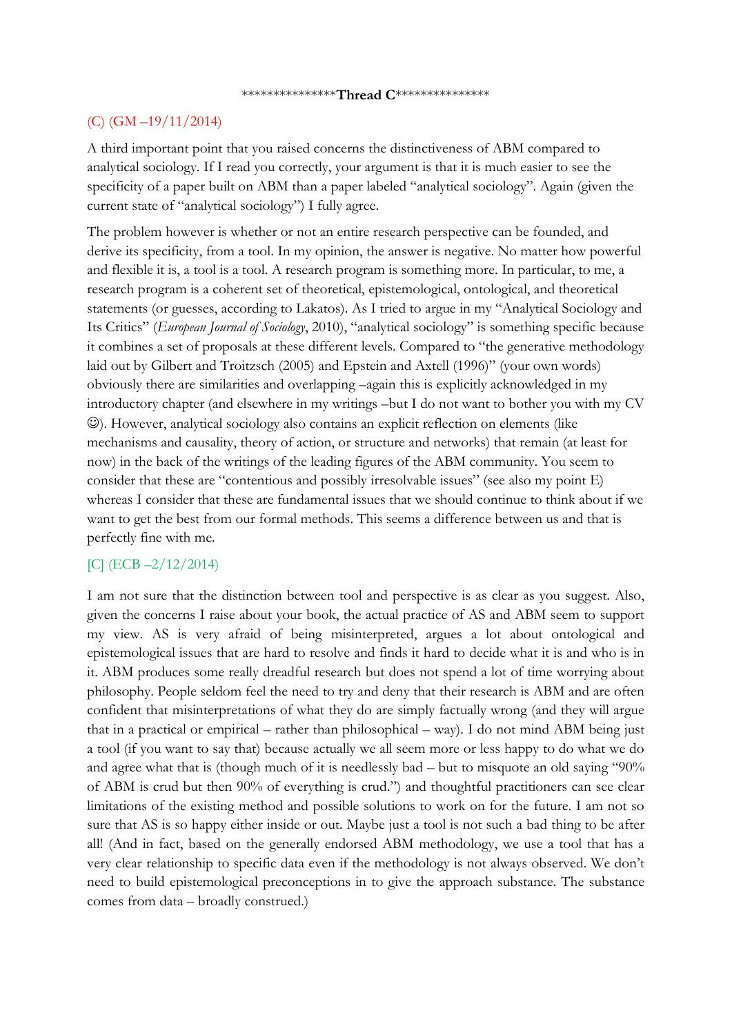***************Thread C***************

(C) (GM –19/11/2014)

A third important point that you raised concerns the distinctiveness of ABM compared to analytical sociology. If I read you correctly, your argument is that it is much easier to see the specificity of a paper built on ABM than a paper labeled "analytical sociology". Again (given the current state of "analytical sociology") I fully agree.

The problem however is whether or not an entire research perspective can be founded, and derive its specificity, from a tool. In my opinion, the answer is negative. No matter how powerful and flexible it is, a tool is a tool. A research program is something more. In particular, to me, a research program is a coherent set of theoretical, epistemological, ontological, and theoretical statements (or guesses, according to Lakatos). As I tried to argue in my "Analytical Sociology and Its Critics" (*European Journal of Sociology*, 2010), "analytical sociology" is something specific because it combines a set of proposals at these different levels. Compared to "the generative methodology laid out by Gilbert and Troitzsch (2005) and Epstein and Axtell (1996)" (your own words) obviously there are similarities and overlapping –again this is explicitly acknowledged in my introductory chapter (and elsewhere in my writings –but I do not want to bother you with my CV ☺). However, analytical sociology also contains an explicit reflection on elements (like mechanisms and causality, theory of action, or structure and networks) that remain (at least for now) in the back of the writings of the leading figures of the ABM community. You seem to consider that these are "contentious and possibly irresolvable issues" (see also my point E) whereas I consider that these are fundamental issues that we should continue to think about if we want to get the best from our formal methods. This seems a difference between us and that is perfectly fine with me.

[C] (ECB –2/12/2014)

I am not sure that the distinction between tool and perspective is as clear as you suggest. Also, given the concerns I raise about your book, the actual practice of AS and ABM seem to support my view. AS is very afraid of being misinterpreted, argues a lot about ontological and epistemological issues that are hard to resolve and finds it hard to decide what it is and who is in it. ABM produces some really dreadful research but does not spend a lot of time worrying about philosophy. People seldom feel the need to try and deny that their research is ABM and are often confident that misinterpretations of what they do are simply factually wrong (and they will argue that in a practical or empirical – rather than philosophical – way). I do not mind ABM being just a tool (if you want to say that) because actually we all seem more or less happy to do what we do and agree what that is (though much of it is needlessly bad – but to misquote an old saying "90% of ABM is crud but then 90% of everything is crud.") and thoughtful practitioners can see clear limitations of the existing method and possible solutions to work on for the future. I am not so sure that AS is so happy either inside or out. Maybe just a tool is not such a bad thing to be after all! (And in fact, based on the generally endorsed ABM methodology, we use a tool that has a very clear relationship to specific data even if the methodology is not always observed. We don't need to build epistemological preconceptions in to give the approach substance. The substance comes from data – broadly construed.)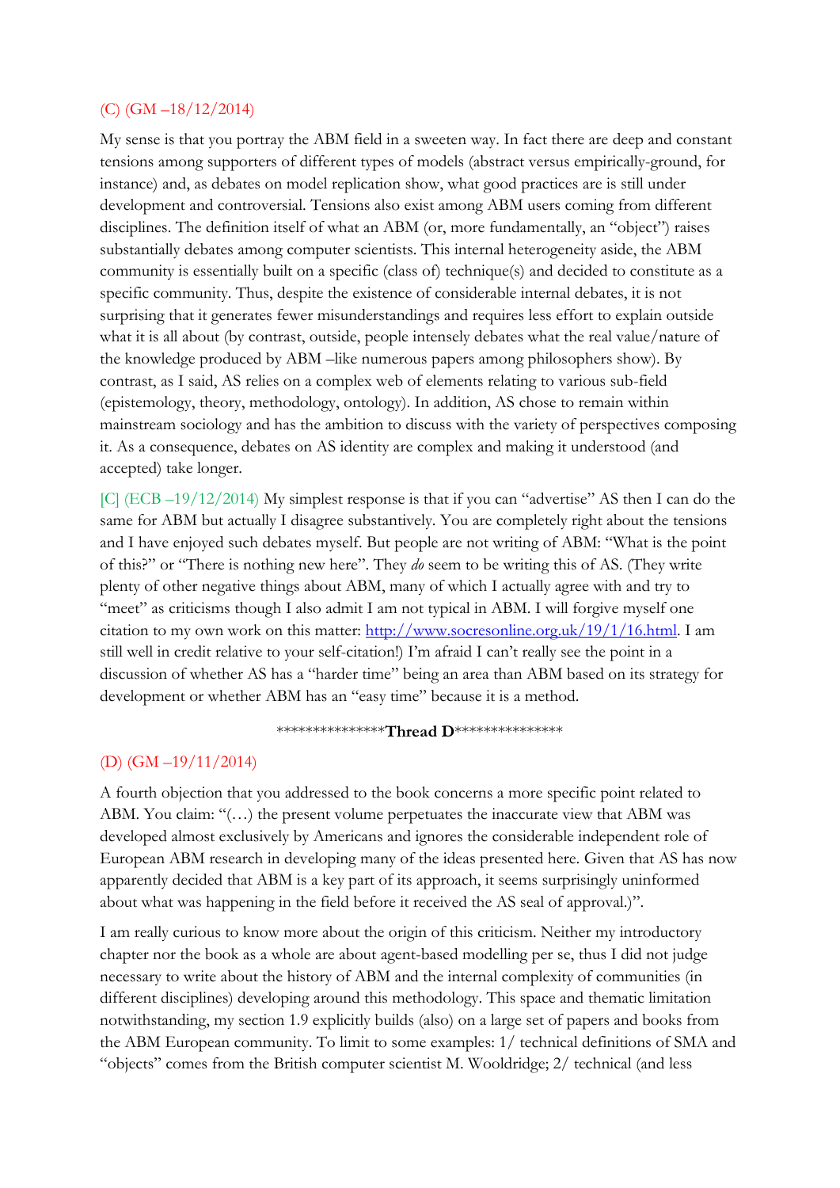(C) (GM –18/12/2014)

My sense is that you portray the ABM field in a sweeten way. In fact there are deep and constant tensions among supporters of different types of models (abstract versus empirically-ground, for instance) and, as debates on model replication show, what good practices are is still under development and controversial. Tensions also exist among ABM users coming from different disciplines. The definition itself of what an ABM (or, more fundamentally, an "object") raises substantially debates among computer scientists. This internal heterogeneity aside, the ABM community is essentially built on a specific (class of) technique(s) and decided to constitute as a specific community. Thus, despite the existence of considerable internal debates, it is not surprising that it generates fewer misunderstandings and requires less effort to explain outside what it is all about (by contrast, outside, people intensely debates what the real value/nature of the knowledge produced by ABM –like numerous papers among philosophers show). By contrast, as I said, AS relies on a complex web of elements relating to various sub-field (epistemology, theory, methodology, ontology). In addition, AS chose to remain within mainstream sociology and has the ambition to discuss with the variety of perspectives composing it. As a consequence, debates on AS identity are complex and making it understood (and accepted) take longer.

[C] (ECB –19/12/2014) My simplest response is that if you can "advertise" AS then I can do the same for ABM but actually I disagree substantively. You are completely right about the tensions and I have enjoyed such debates myself. But people are not writing of ABM: "What is the point of this?" or "There is nothing new here". They *do* seem to be writing this of AS. (They write plenty of other negative things about ABM, many of which I actually agree with and try to "meet" as criticisms though I also admit I am not typical in ABM. I will forgive myself one citation to my own work on this matter: http://www.socresonline.org.uk/19/1/16.html. I am still well in credit relative to your self-citation!) I'm afraid I can't really see the point in a discussion of whether AS has a "harder time" being an area than ABM based on its strategy for development or whether ABM has an "easy time" because it is a method.

***************Thread D***************

(D) (GM –19/11/2014)

A fourth objection that you addressed to the book concerns a more specific point related to ABM. You claim: "(…) the present volume perpetuates the inaccurate view that ABM was developed almost exclusively by Americans and ignores the considerable independent role of European ABM research in developing many of the ideas presented here. Given that AS has now apparently decided that ABM is a key part of its approach, it seems surprisingly uninformed about what was happening in the field before it received the AS seal of approval.)".

I am really curious to know more about the origin of this criticism. Neither my introductory chapter nor the book as a whole are about agent-based modelling per se, thus I did not judge necessary to write about the history of ABM and the internal complexity of communities (in different disciplines) developing around this methodology. This space and thematic limitation notwithstanding, my section 1.9 explicitly builds (also) on a large set of papers and books from the ABM European community. To limit to some examples: 1/ technical definitions of SMA and "objects" comes from the British computer scientist M. Wooldridge; 2/ technical (and less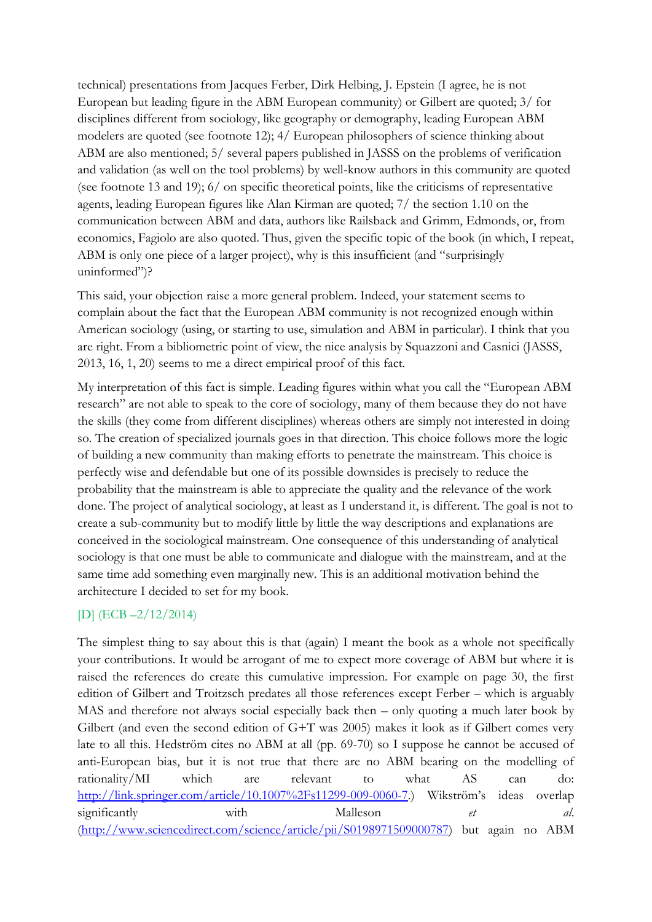technical) presentations from Jacques Ferber, Dirk Helbing, J. Epstein (I agree, he is not European but leading figure in the ABM European community) or Gilbert are quoted; 3/ for disciplines different from sociology, like geography or demography, leading European ABM modelers are quoted (see footnote 12); 4/ European philosophers of science thinking about ABM are also mentioned; 5/ several papers published in JASSS on the problems of verification and validation (as well on the tool problems) by well-know authors in this community are quoted (see footnote 13 and 19); 6/ on specific theoretical points, like the criticisms of representative agents, leading European figures like Alan Kirman are quoted; 7/ the section 1.10 on the communication between ABM and data, authors like Railsback and Grimm, Edmonds, or, from economics, Fagiolo are also quoted. Thus, given the specific topic of the book (in which, I repeat, ABM is only one piece of a larger project), why is this insufficient (and "surprisingly uninformed")?

This said, your objection raise a more general problem. Indeed, your statement seems to complain about the fact that the European ABM community is not recognized enough within American sociology (using, or starting to use, simulation and ABM in particular). I think that you are right. From a bibliometric point of view, the nice analysis by Squazzoni and Casnici (JASSS, 2013, 16, 1, 20) seems to me a direct empirical proof of this fact.

My interpretation of this fact is simple. Leading figures within what you call the "European ABM research" are not able to speak to the core of sociology, many of them because they do not have the skills (they come from different disciplines) whereas others are simply not interested in doing so. The creation of specialized journals goes in that direction. This choice follows more the logic of building a new community than making efforts to penetrate the mainstream. This choice is perfectly wise and defendable but one of its possible downsides is precisely to reduce the probability that the mainstream is able to appreciate the quality and the relevance of the work done. The project of analytical sociology, at least as I understand it, is different. The goal is not to create a sub-community but to modify little by little the way descriptions and explanations are conceived in the sociological mainstream. One consequence of this understanding of analytical sociology is that one must be able to communicate and dialogue with the mainstream, and at the same time add something even marginally new. This is an additional motivation behind the architecture I decided to set for my book.

[D] (ECB –2/12/2014)

The simplest thing to say about this is that (again) I meant the book as a whole not specifically your contributions. It would be arrogant of me to expect more coverage of ABM but where it is raised the references do create this cumulative impression. For example on page 30, the first edition of Gilbert and Troitzsch predates all those references except Ferber – which is arguably MAS and therefore not always social especially back then – only quoting a much later book by Gilbert (and even the second edition of G+T was 2005) makes it look as if Gilbert comes very late to all this. Hedström cites no ABM at all (pp. 69-70) so I suppose he cannot be accused of anti-European bias, but it is not true that there are no ABM bearing on the modelling of rationality/MI which are relevant to what AS can do: http://link.springer.com/article/10.1007%2Fs11299-009-0060-7.) Wikström's ideas overlap significantly with Malleson *et al*. (http://www.sciencedirect.com/science/article/pii/S0198971509000787) but again no ABM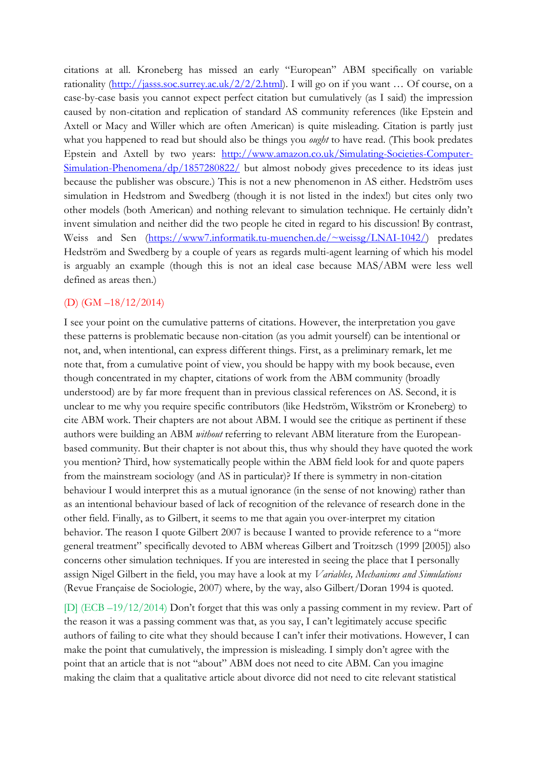citations at all. Kroneberg has missed an early "European" ABM specifically on variable rationality (http://jasss.soc.surrey.ac.uk/2/2/2.html). I will go on if you want … Of course, on a case-by-case basis you cannot expect perfect citation but cumulatively (as I said) the impression caused by non-citation and replication of standard AS community references (like Epstein and Axtell or Macy and Willer which are often American) is quite misleading. Citation is partly just what you happened to read but should also be things you *ought* to have read. (This book predates Epstein and Axtell by two years: http://www.amazon.co.uk/Simulating-Societies-Computer-Simulation-Phenomena/dp/1857280822/ but almost nobody gives precedence to its ideas just because the publisher was obscure.) This is not a new phenomenon in AS either. Hedström uses simulation in Hedstrom and Swedberg (though it is not listed in the index!) but cites only two other models (both American) and nothing relevant to simulation technique. He certainly didn't invent simulation and neither did the two people he cited in regard to his discussion! By contrast, Weiss and Sen (https://www7.informatik.tu-muenchen.de/~weissg/LNAI-1042/) predates Hedström and Swedberg by a couple of years as regards multi-agent learning of which his model is arguably an example (though this is not an ideal case because MAS/ABM were less well defined as areas then.)

(D) (GM –18/12/2014)

I see your point on the cumulative patterns of citations. However, the interpretation you gave these patterns is problematic because non-citation (as you admit yourself) can be intentional or not, and, when intentional, can express different things. First, as a preliminary remark, let me note that, from a cumulative point of view, you should be happy with my book because, even though concentrated in my chapter, citations of work from the ABM community (broadly understood) are by far more frequent than in previous classical references on AS. Second, it is unclear to me why you require specific contributors (like Hedström, Wikström or Kroneberg) to cite ABM work. Their chapters are not about ABM. I would see the critique as pertinent if these authors were building an ABM *without* referring to relevant ABM literature from the European-based community. But their chapter is not about this, thus why should they have quoted the work you mention? Third, how systematically people within the ABM field look for and quote papers from the mainstream sociology (and AS in particular)? If there is symmetry in non-citation behaviour I would interpret this as a mutual ignorance (in the sense of not knowing) rather than as an intentional behaviour based of lack of recognition of the relevance of research done in the other field. Finally, as to Gilbert, it seems to me that again you over-interpret my citation behavior. The reason I quote Gilbert 2007 is because I wanted to provide reference to a "more general treatment" specifically devoted to ABM whereas Gilbert and Troitzsch (1999 [2005]) also concerns other simulation techniques. If you are interested in seeing the place that I personally assign Nigel Gilbert in the field, you may have a look at my *Variables, Mechanisms and Simulations* (Revue Française de Sociologie, 2007) where, by the way, also Gilbert/Doran 1994 is quoted.

[D] (ECB –19/12/2014) Don't forget that this was only a passing comment in my review. Part of the reason it was a passing comment was that, as you say, I can't legitimately accuse specific authors of failing to cite what they should because I can't infer their motivations. However, I can make the point that cumulatively, the impression is misleading. I simply don't agree with the point that an article that is not "about" ABM does not need to cite ABM. Can you imagine making the claim that a qualitative article about divorce did not need to cite relevant statistical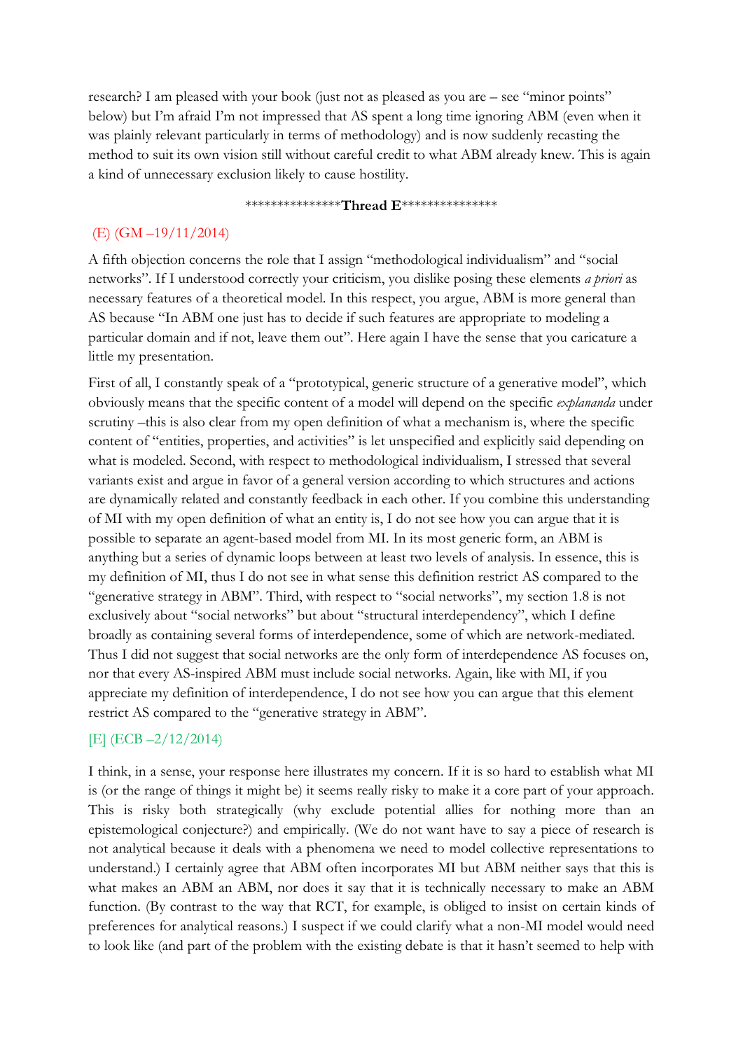research? I am pleased with your book (just not as pleased as you are – see "minor points" below) but I'm afraid I'm not impressed that AS spent a long time ignoring ABM (even when it was plainly relevant particularly in terms of methodology) and is now suddenly recasting the method to suit its own vision still without careful credit to what ABM already knew. This is again a kind of unnecessary exclusion likely to cause hostility.

***************Thread E***************

(E) (GM –19/11/2014)

A fifth objection concerns the role that I assign "methodological individualism" and "social networks". If I understood correctly your criticism, you dislike posing these elements *a priori* as necessary features of a theoretical model. In this respect, you argue, ABM is more general than AS because "In ABM one just has to decide if such features are appropriate to modeling a particular domain and if not, leave them out". Here again I have the sense that you caricature a little my presentation.

First of all, I constantly speak of a "prototypical, generic structure of a generative model", which obviously means that the specific content of a model will depend on the specific *explananda* under scrutiny –this is also clear from my open definition of what a mechanism is, where the specific content of "entities, properties, and activities" is let unspecified and explicitly said depending on what is modeled. Second, with respect to methodological individualism, I stressed that several variants exist and argue in favor of a general version according to which structures and actions are dynamically related and constantly feedback in each other. If you combine this understanding of MI with my open definition of what an entity is, I do not see how you can argue that it is possible to separate an agent-based model from MI. In its most generic form, an ABM is anything but a series of dynamic loops between at least two levels of analysis. In essence, this is my definition of MI, thus I do not see in what sense this definition restrict AS compared to the "generative strategy in ABM". Third, with respect to "social networks", my section 1.8 is not exclusively about "social networks" but about "structural interdependency", which I define broadly as containing several forms of interdependence, some of which are network-mediated. Thus I did not suggest that social networks are the only form of interdependence AS focuses on, nor that every AS-inspired ABM must include social networks. Again, like with MI, if you appreciate my definition of interdependence, I do not see how you can argue that this element restrict AS compared to the "generative strategy in ABM".

[E] (ECB –2/12/2014)

I think, in a sense, your response here illustrates my concern. If it is so hard to establish what MI is (or the range of things it might be) it seems really risky to make it a core part of your approach. This is risky both strategically (why exclude potential allies for nothing more than an epistemological conjecture?) and empirically. (We do not want have to say a piece of research is not analytical because it deals with a phenomena we need to model collective representations to understand.) I certainly agree that ABM often incorporates MI but ABM neither says that this is what makes an ABM an ABM, nor does it say that it is technically necessary to make an ABM function. (By contrast to the way that RCT, for example, is obliged to insist on certain kinds of preferences for analytical reasons.) I suspect if we could clarify what a non-MI model would need to look like (and part of the problem with the existing debate is that it hasn't seemed to help with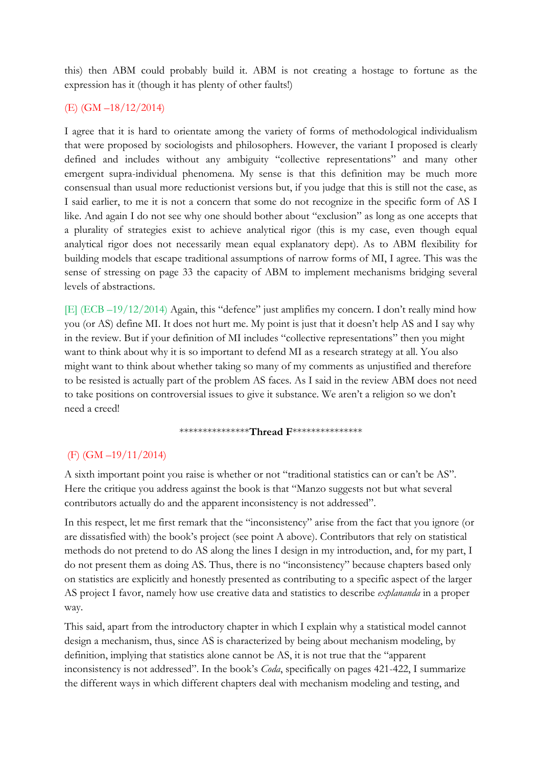this) then ABM could probably build it. ABM is not creating a hostage to fortune as the expression has it (though it has plenty of other faults!)

(E) (GM –18/12/2014)

I agree that it is hard to orientate among the variety of forms of methodological individualism that were proposed by sociologists and philosophers. However, the variant I proposed is clearly defined and includes without any ambiguity "collective representations" and many other emergent supra-individual phenomena. My sense is that this definition may be much more consensual than usual more reductionist versions but, if you judge that this is still not the case, as I said earlier, to me it is not a concern that some do not recognize in the specific form of AS I like. And again I do not see why one should bother about "exclusion" as long as one accepts that a plurality of strategies exist to achieve analytical rigor (this is my case, even though equal analytical rigor does not necessarily mean equal explanatory dept). As to ABM flexibility for building models that escape traditional assumptions of narrow forms of MI, I agree. This was the sense of stressing on page 33 the capacity of ABM to implement mechanisms bridging several levels of abstractions.

[E] (ECB –19/12/2014) Again, this "defence" just amplifies my concern. I don't really mind how you (or AS) define MI. It does not hurt me. My point is just that it doesn't help AS and I say why in the review. But if your definition of MI includes "collective representations" then you might want to think about why it is so important to defend MI as a research strategy at all. You also might want to think about whether taking so many of my comments as unjustified and therefore to be resisted is actually part of the problem AS faces. As I said in the review ABM does not need to take positions on controversial issues to give it substance. We aren't a religion so we don't need a creed!

***************Thread F***************

(F) (GM –19/11/2014)

A sixth important point you raise is whether or not "traditional statistics can or can't be AS". Here the critique you address against the book is that "Manzo suggests not but what several contributors actually do and the apparent inconsistency is not addressed".

In this respect, let me first remark that the "inconsistency" arise from the fact that you ignore (or are dissatisfied with) the book's project (see point A above). Contributors that rely on statistical methods do not pretend to do AS along the lines I design in my introduction, and, for my part, I do not present them as doing AS. Thus, there is no "inconsistency" because chapters based only on statistics are explicitly and honestly presented as contributing to a specific aspect of the larger AS project I favor, namely how use creative data and statistics to describe *explananda* in a proper way.

This said, apart from the introductory chapter in which I explain why a statistical model cannot design a mechanism, thus, since AS is characterized by being about mechanism modeling, by definition, implying that statistics alone cannot be AS, it is not true that the "apparent inconsistency is not addressed". In the book's *Coda*, specifically on pages 421-422, I summarize the different ways in which different chapters deal with mechanism modeling and testing, and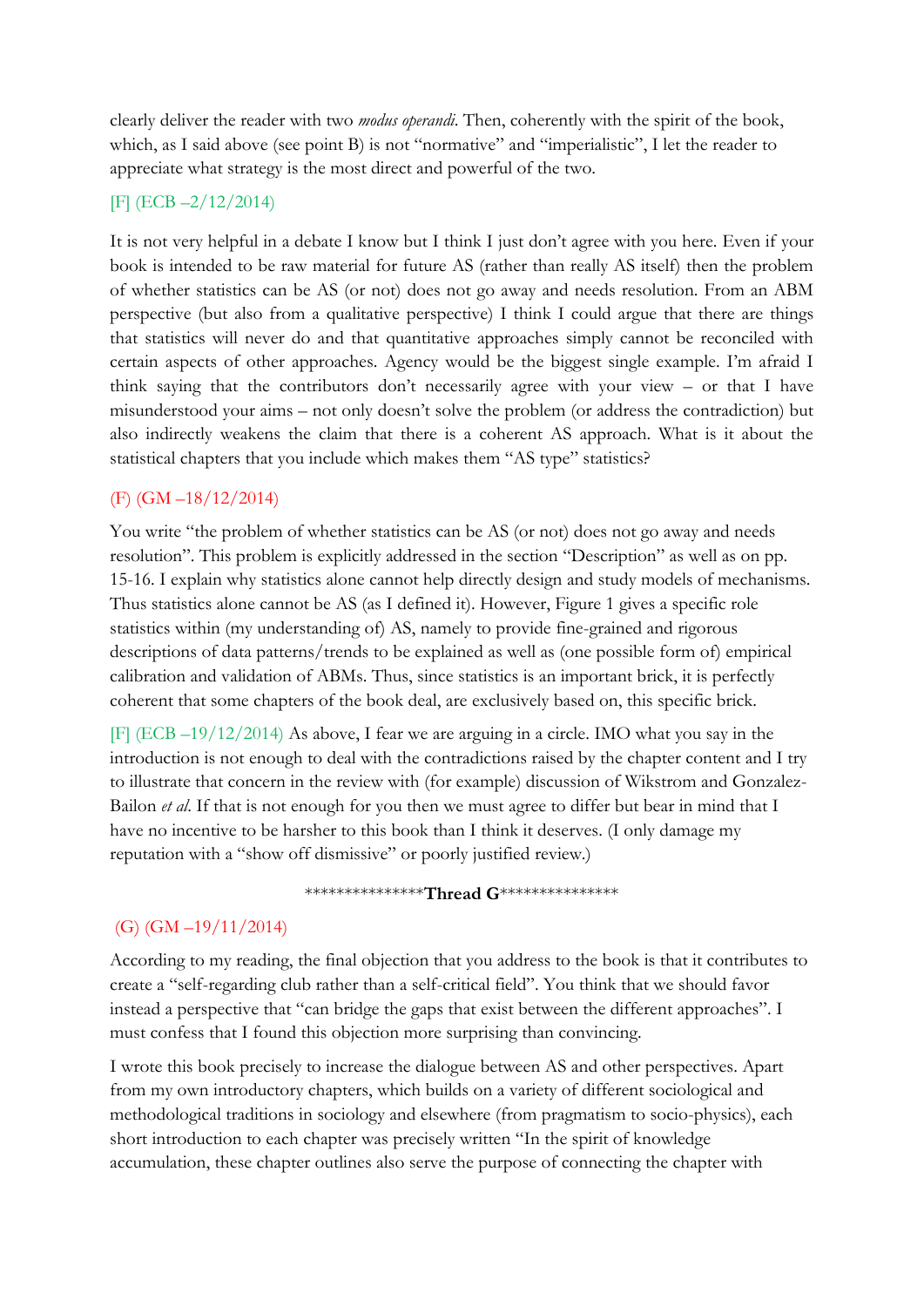clearly deliver the reader with two *modus operandi*. Then, coherently with the spirit of the book, which, as I said above (see point B) is not "normative" and "imperialistic", I let the reader to appreciate what strategy is the most direct and powerful of the two.

[F] (ECB –2/12/2014)

It is not very helpful in a debate I know but I think I just don't agree with you here. Even if your book is intended to be raw material for future AS (rather than really AS itself) then the problem of whether statistics can be AS (or not) does not go away and needs resolution. From an ABM perspective (but also from a qualitative perspective) I think I could argue that there are things that statistics will never do and that quantitative approaches simply cannot be reconciled with certain aspects of other approaches. Agency would be the biggest single example. I'm afraid I think saying that the contributors don't necessarily agree with your view – or that I have misunderstood your aims – not only doesn't solve the problem (or address the contradiction) but also indirectly weakens the claim that there is a coherent AS approach. What is it about the statistical chapters that you include which makes them "AS type" statistics?

(F) (GM –18/12/2014)

You write "the problem of whether statistics can be AS (or not) does not go away and needs resolution". This problem is explicitly addressed in the section "Description" as well as on pp. 15-16. I explain why statistics alone cannot help directly design and study models of mechanisms. Thus statistics alone cannot be AS (as I defined it). However, Figure 1 gives a specific role statistics within (my understanding of) AS, namely to provide fine-grained and rigorous descriptions of data patterns/trends to be explained as well as (one possible form of) empirical calibration and validation of ABMs. Thus, since statistics is an important brick, it is perfectly coherent that some chapters of the book deal, are exclusively based on, this specific brick.

[F] (ECB –19/12/2014) As above, I fear we are arguing in a circle. IMO what you say in the introduction is not enough to deal with the contradictions raised by the chapter content and I try to illustrate that concern in the review with (for example) discussion of Wikstrom and Gonzalez-Bailon *et al*. If that is not enough for you then we must agree to differ but bear in mind that I have no incentive to be harsher to this book than I think it deserves. (I only damage my reputation with a "show off dismissive" or poorly justified review.)

***************Thread G***************

(G) (GM –19/11/2014)

According to my reading, the final objection that you address to the book is that it contributes to create a "self-regarding club rather than a self-critical field". You think that we should favor instead a perspective that "can bridge the gaps that exist between the different approaches". I must confess that I found this objection more surprising than convincing.

I wrote this book precisely to increase the dialogue between AS and other perspectives. Apart from my own introductory chapters, which builds on a variety of different sociological and methodological traditions in sociology and elsewhere (from pragmatism to socio-physics), each short introduction to each chapter was precisely written "In the spirit of knowledge accumulation, these chapter outlines also serve the purpose of connecting the chapter with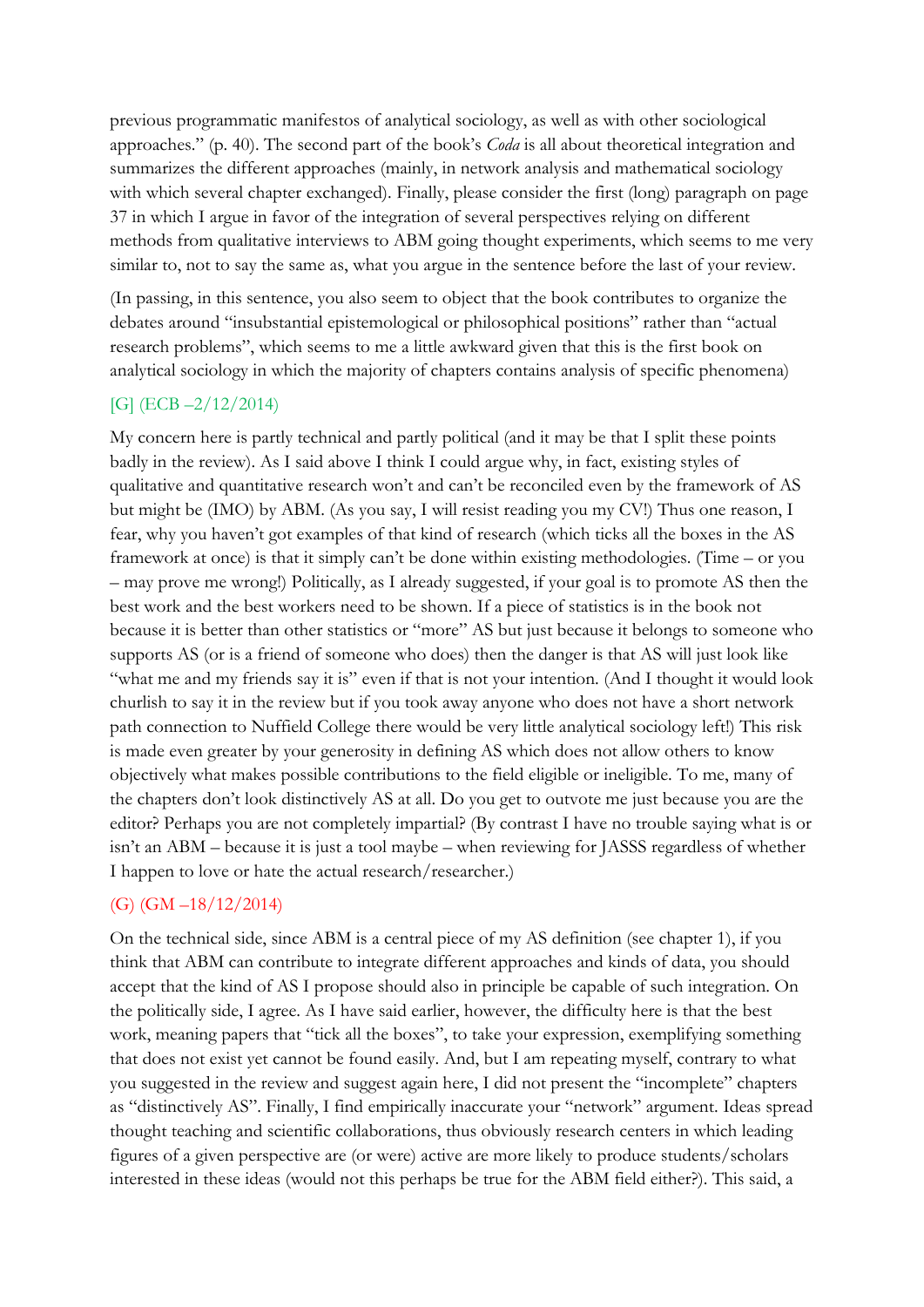previous programmatic manifestos of analytical sociology, as well as with other sociological approaches." (p. 40). The second part of the book's *Coda* is all about theoretical integration and summarizes the different approaches (mainly, in network analysis and mathematical sociology with which several chapter exchanged). Finally, please consider the first (long) paragraph on page 37 in which I argue in favor of the integration of several perspectives relying on different methods from qualitative interviews to ABM going thought experiments, which seems to me very similar to, not to say the same as, what you argue in the sentence before the last of your review.

(In passing, in this sentence, you also seem to object that the book contributes to organize the debates around "insubstantial epistemological or philosophical positions" rather than "actual research problems", which seems to me a little awkward given that this is the first book on analytical sociology in which the majority of chapters contains analysis of specific phenomena)

[G] (ECB –2/12/2014)

My concern here is partly technical and partly political (and it may be that I split these points badly in the review). As I said above I think I could argue why, in fact, existing styles of qualitative and quantitative research won't and can't be reconciled even by the framework of AS but might be (IMO) by ABM. (As you say, I will resist reading you my CV!) Thus one reason, I fear, why you haven't got examples of that kind of research (which ticks all the boxes in the AS framework at once) is that it simply can't be done within existing methodologies. (Time – or you – may prove me wrong!) Politically, as I already suggested, if your goal is to promote AS then the best work and the best workers need to be shown. If a piece of statistics is in the book not because it is better than other statistics or "more" AS but just because it belongs to someone who supports AS (or is a friend of someone who does) then the danger is that AS will just look like "what me and my friends say it is" even if that is not your intention. (And I thought it would look churlish to say it in the review but if you took away anyone who does not have a short network path connection to Nuffield College there would be very little analytical sociology left!) This risk is made even greater by your generosity in defining AS which does not allow others to know objectively what makes possible contributions to the field eligible or ineligible. To me, many of the chapters don't look distinctively AS at all. Do you get to outvote me just because you are the editor? Perhaps you are not completely impartial? (By contrast I have no trouble saying what is or isn't an ABM – because it is just a tool maybe – when reviewing for JASSS regardless of whether I happen to love or hate the actual research/researcher.)

(G) (GM –18/12/2014)

On the technical side, since ABM is a central piece of my AS definition (see chapter 1), if you think that ABM can contribute to integrate different approaches and kinds of data, you should accept that the kind of AS I propose should also in principle be capable of such integration. On the politically side, I agree. As I have said earlier, however, the difficulty here is that the best work, meaning papers that "tick all the boxes", to take your expression, exemplifying something that does not exist yet cannot be found easily. And, but I am repeating myself, contrary to what you suggested in the review and suggest again here, I did not present the "incomplete" chapters as "distinctively AS". Finally, I find empirically inaccurate your "network" argument. Ideas spread thought teaching and scientific collaborations, thus obviously research centers in which leading figures of a given perspective are (or were) active are more likely to produce students/scholars interested in these ideas (would not this perhaps be true for the ABM field either?). This said, a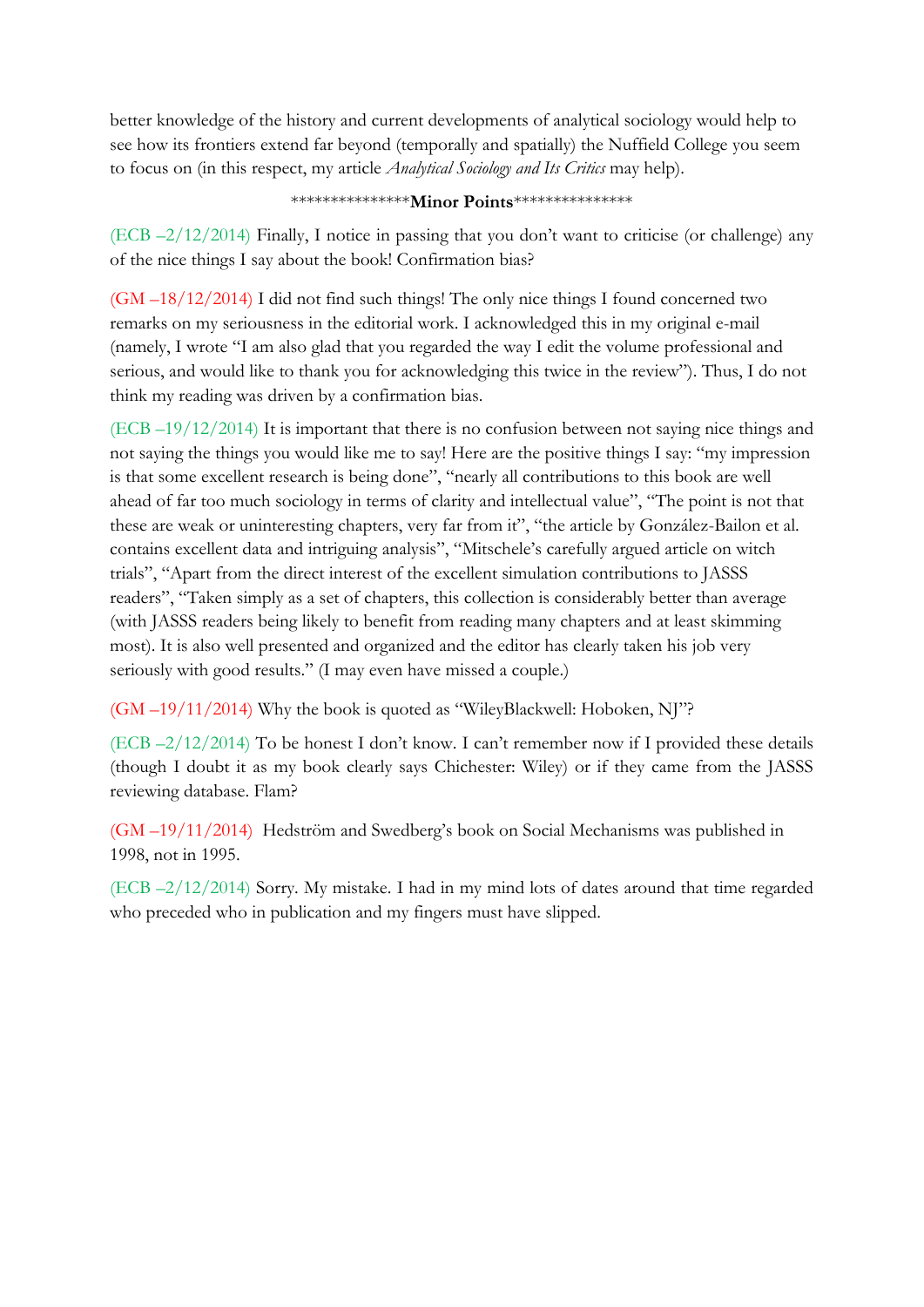better knowledge of the history and current developments of analytical sociology would help to see how its frontiers extend far beyond (temporally and spatially) the Nuffield College you seem to focus on (in this respect, my article *Analytical Sociology and Its Critics* may help).

***************<strong>Minor Points</strong>***************

(ECB –2/12/2014) Finally, I notice in passing that you don't want to criticise (or challenge) any of the nice things I say about the book! Confirmation bias?

(GM –18/12/2014) I did not find such things! The only nice things I found concerned two remarks on my seriousness in the editorial work. I acknowledged this in my original e-mail (namely, I wrote "I am also glad that you regarded the way I edit the volume professional and serious, and would like to thank you for acknowledging this twice in the review"). Thus, I do not think my reading was driven by a confirmation bias.

(ECB –19/12/2014) It is important that there is no confusion between not saying nice things and not saying the things you would like me to say! Here are the positive things I say: "my impression is that some excellent research is being done", "nearly all contributions to this book are well ahead of far too much sociology in terms of clarity and intellectual value", "The point is not that these are weak or uninteresting chapters, very far from it", "the article by González-Bailon et al. contains excellent data and intriguing analysis", "Mitschele's carefully argued article on witch trials", "Apart from the direct interest of the excellent simulation contributions to JASSS readers", "Taken simply as a set of chapters, this collection is considerably better than average (with JASSS readers being likely to benefit from reading many chapters and at least skimming most). It is also well presented and organized and the editor has clearly taken his job very seriously with good results." (I may even have missed a couple.)

(GM –19/11/2014) Why the book is quoted as "WileyBlackwell: Hoboken, NJ"?

(ECB –2/12/2014) To be honest I don't know. I can't remember now if I provided these details (though I doubt it as my book clearly says Chichester: Wiley) or if they came from the JASSS reviewing database. Flam?

(GM –19/11/2014) Hedström and Swedberg's book on Social Mechanisms was published in 1998, not in 1995.

(ECB –2/12/2014) Sorry. My mistake. I had in my mind lots of dates around that time regarded who preceded who in publication and my fingers must have slipped.